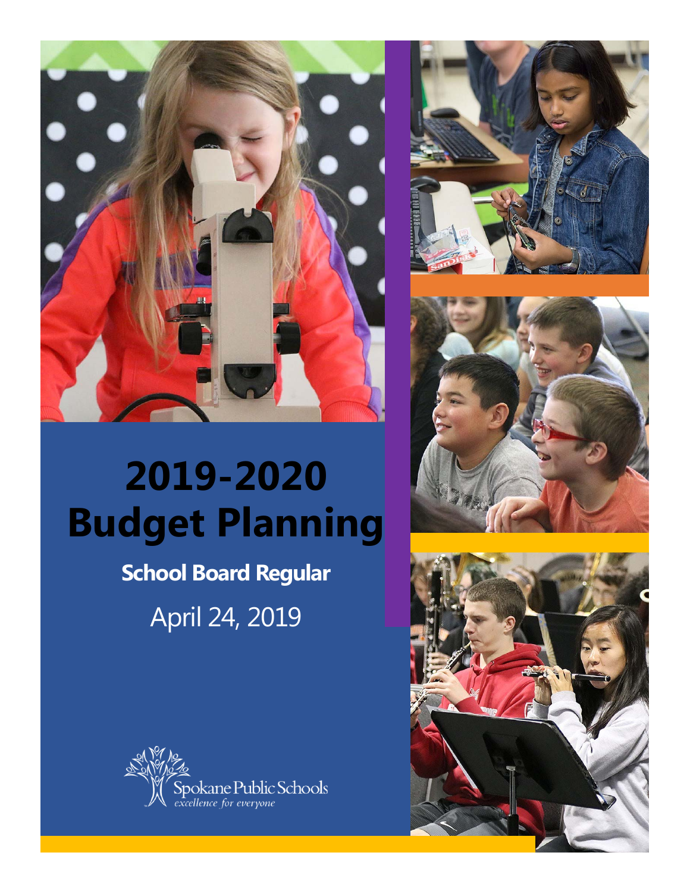# 2019-2020 Budget Planning

## School Board Regular

April 24, 2019

Spokane Public Schools
*excellence for everyone*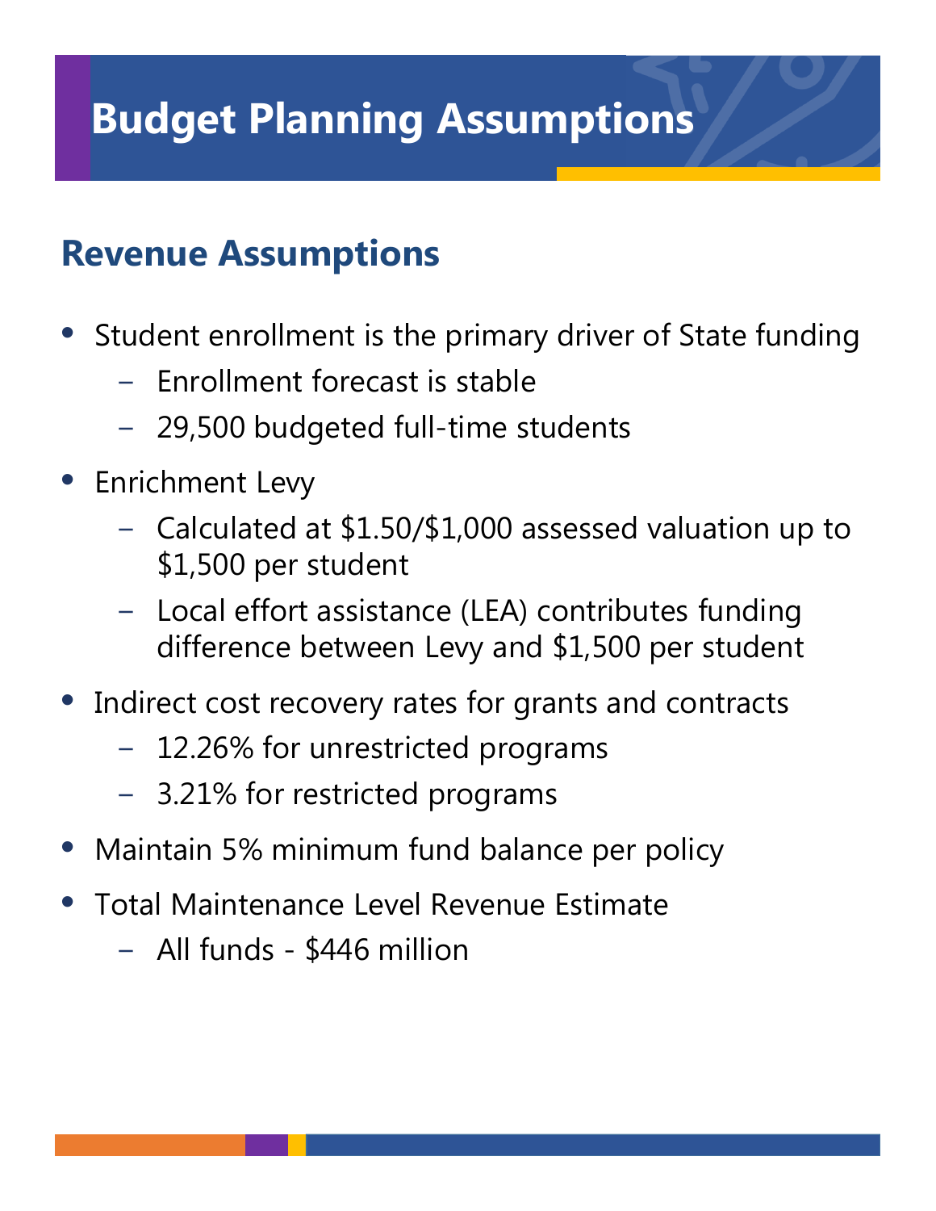# Budget Planning Assumptions

## Revenue Assumptions

- Student enrollment is the primary driver of State funding
  - Enrollment forecast is stable
  - 29,500 budgeted full-time students
- Enrichment Levy
  - Calculated at $1.50/$1,000 assessed valuation up to $1,500 per student
  - Local effort assistance (LEA) contributes funding difference between Levy and $1,500 per student
- Indirect cost recovery rates for grants and contracts
  - 12.26% for unrestricted programs
  - 3.21% for restricted programs
- Maintain 5% minimum fund balance per policy
- Total Maintenance Level Revenue Estimate
  - All funds - $446 million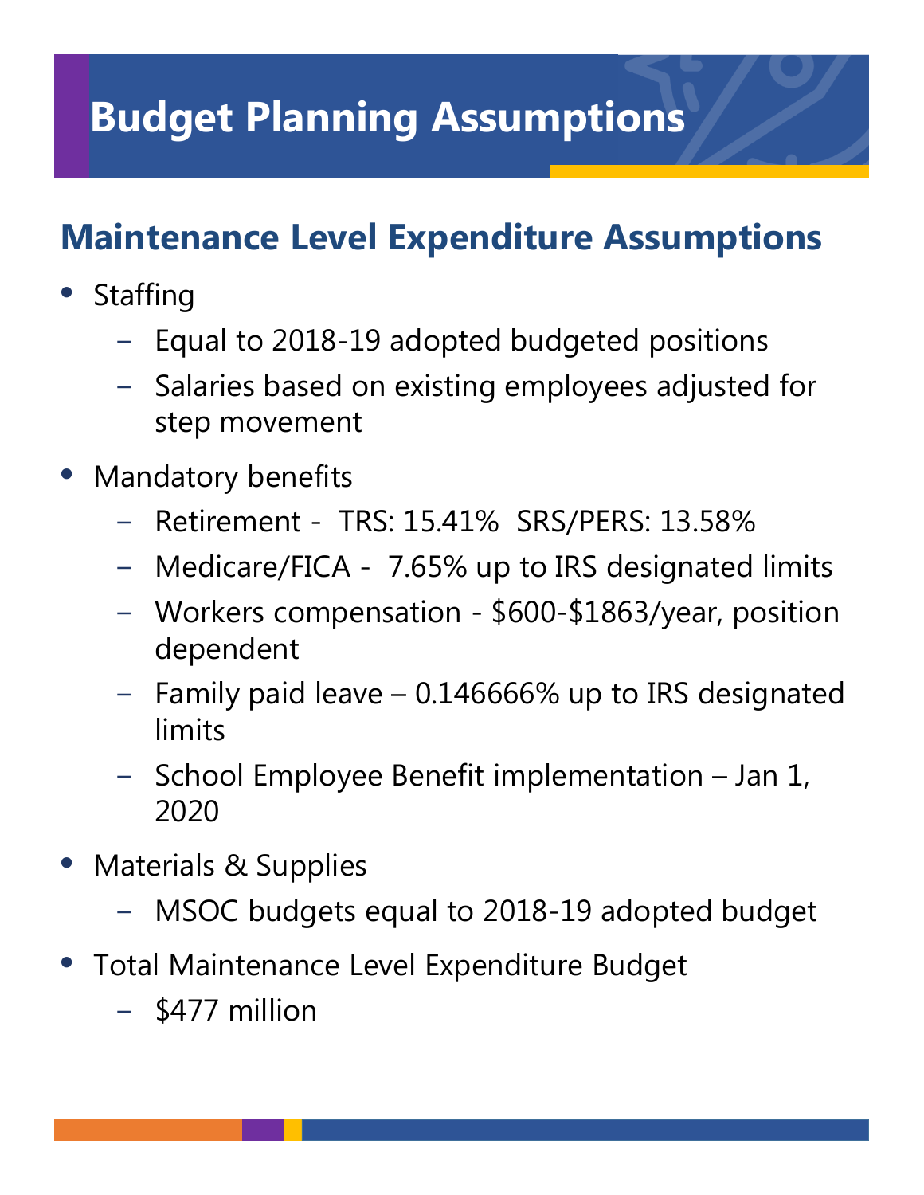# Budget Planning Assumptions

## Maintenance Level Expenditure Assumptions

- Staffing
  - Equal to 2018-19 adopted budgeted positions
  - Salaries based on existing employees adjusted for step movement
- Mandatory benefits
  - Retirement - TRS: 15.41% SRS/PERS: 13.58%
  - Medicare/FICA - 7.65% up to IRS designated limits
  - Workers compensation - $600-$1863/year, position dependent
  - Family paid leave – 0.146666% up to IRS designated limits
  - School Employee Benefit implementation – Jan 1, 2020
- Materials & Supplies
  - MSOC budgets equal to 2018-19 adopted budget
- Total Maintenance Level Expenditure Budget
  - $477 million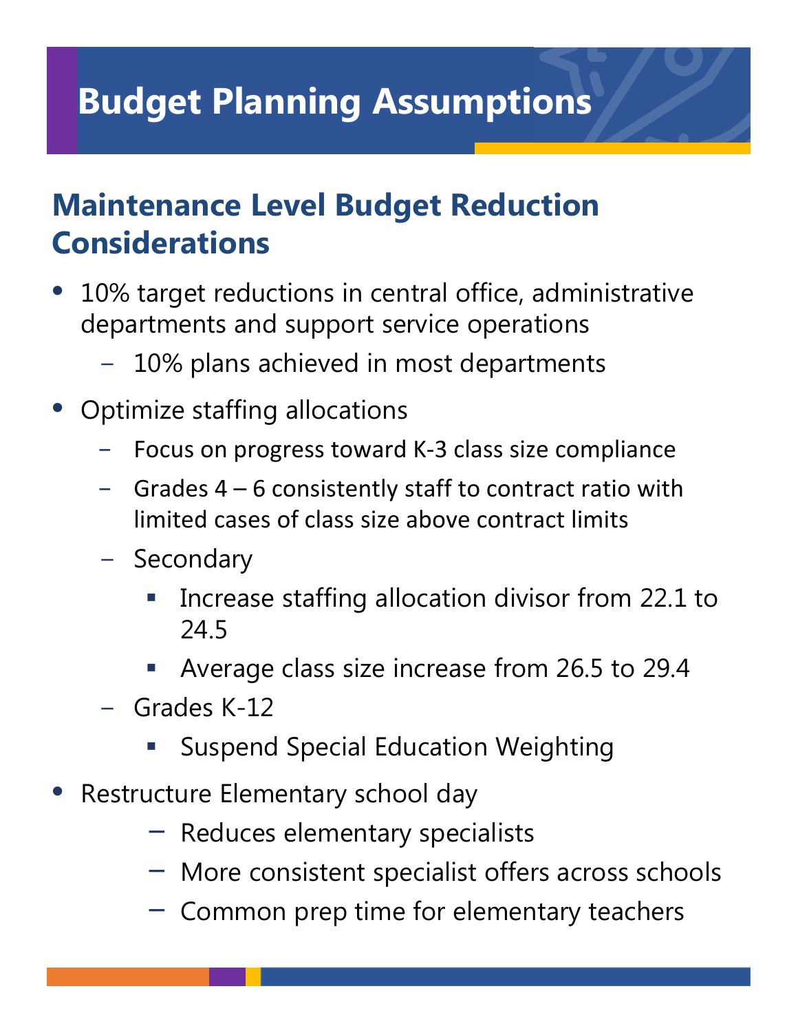# Budget Planning Assumptions

## Maintenance Level Budget Reduction Considerations

- 10% target reductions in central office, administrative departments and support service operations
  - 10% plans achieved in most departments
- Optimize staffing allocations
  - Focus on progress toward K-3 class size compliance
  - Grades 4 – 6 consistently staff to contract ratio with limited cases of class size above contract limits
  - Secondary
    - Increase staffing allocation divisor from 22.1 to 24.5
    - Average class size increase from 26.5 to 29.4
  - Grades K-12
    - Suspend Special Education Weighting
- Restructure Elementary school day
  - Reduces elementary specialists
  - More consistent specialist offers across schools
  - Common prep time for elementary teachers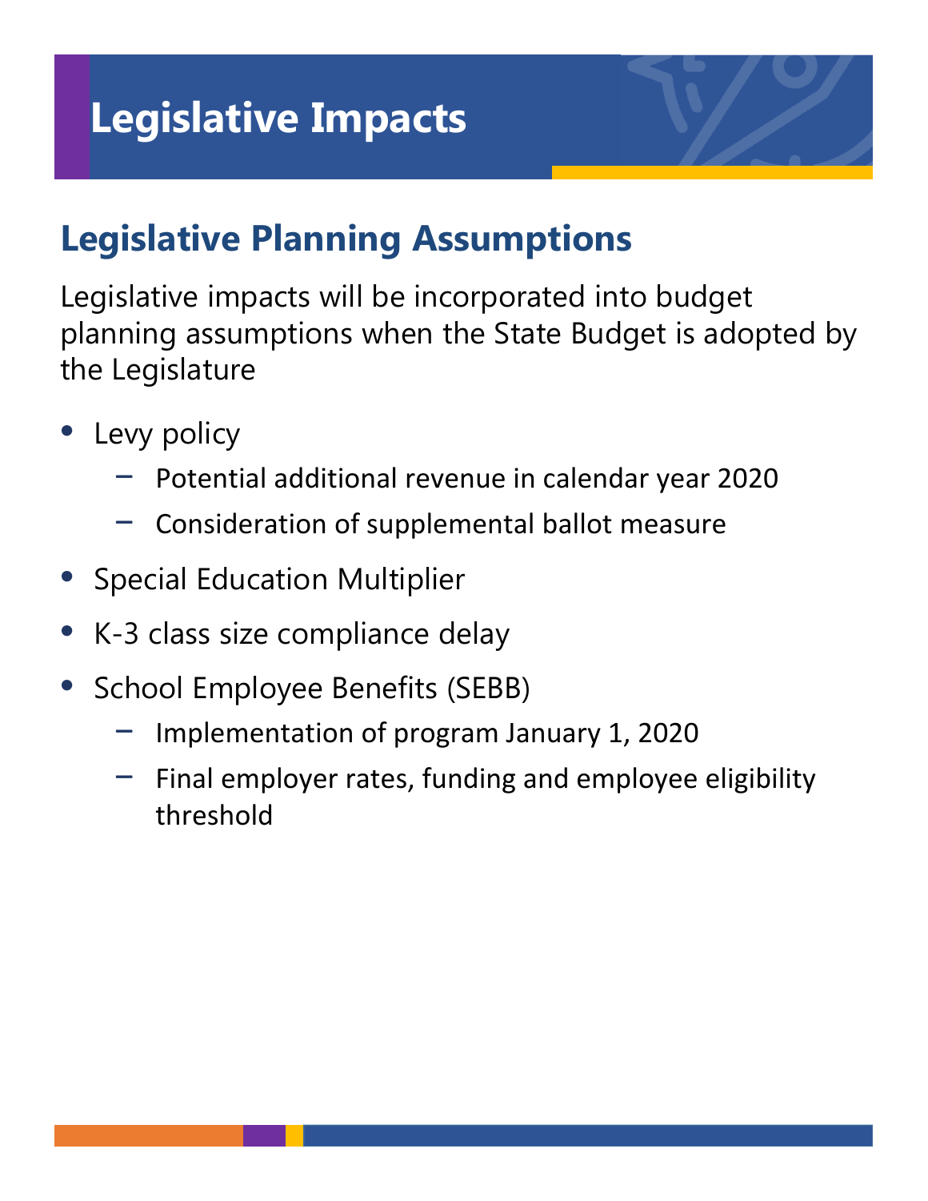# Legislative Impacts

## Legislative Planning Assumptions

Legislative impacts will be incorporated into budget planning assumptions when the State Budget is adopted by the Legislature

- Levy policy
  - Potential additional revenue in calendar year 2020
  - Consideration of supplemental ballot measure
- Special Education Multiplier
- K-3 class size compliance delay
- School Employee Benefits (SEBB)
  - Implementation of program January 1, 2020
  - Final employer rates, funding and employee eligibility threshold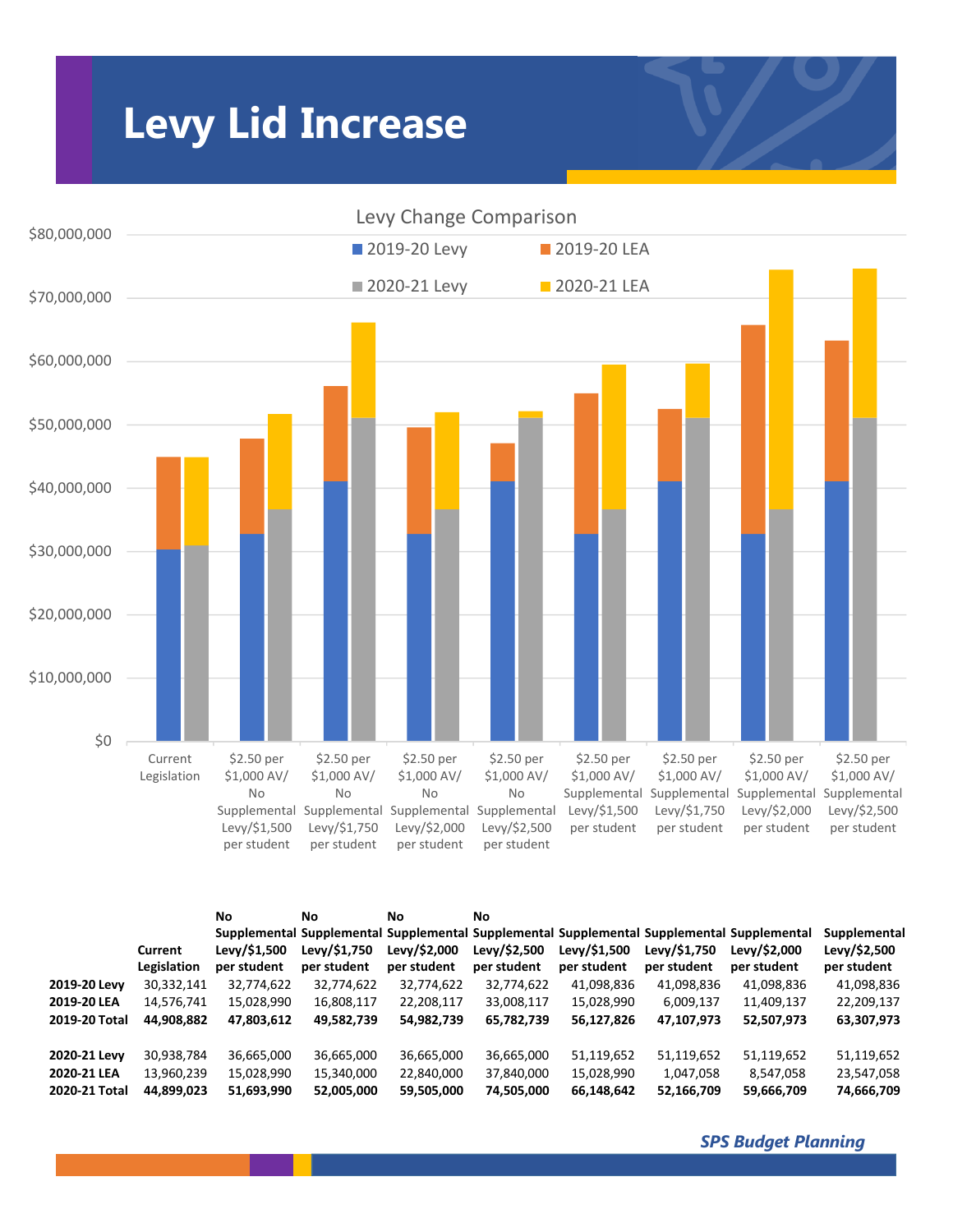# Levy Lid Increase

Levy Change Comparison

| | Current Legislation | No Supplemental Levy/$1,500 per student | No Supplemental Levy/$1,750 per student | No Supplemental Levy/$2,000 per student | No Supplemental Levy/$2,500 per student | Supplemental Levy/$1,500 per student | Supplemental Levy/$1,750 per student | Supplemental Levy/$2,000 per student | Supplemental Levy/$2,500 per student |
|---|---|---|---|---|---|---|---|---|---|
| **2019-20 Levy** | 30,332,141 | 32,774,622 | 32,774,622 | 32,774,622 | 32,774,622 | 41,098,836 | 41,098,836 | 41,098,836 | 41,098,836 |
| **2019-20 LEA** | 14,576,741 | 15,028,990 | 16,808,117 | 22,208,117 | 33,008,117 | 15,028,990 | 6,009,137 | 11,409,137 | 22,209,137 |
| **2019-20 Total** | **44,908,882** | **47,803,612** | **49,582,739** | **54,982,739** | **65,782,739** | **56,127,826** | **47,107,973** | **52,507,973** | **63,307,973** |
| | | | | | | | | | |
| **2020-21 Levy** | 30,938,784 | 36,665,000 | 36,665,000 | 36,665,000 | 36,665,000 | 51,119,652 | 51,119,652 | 51,119,652 | 51,119,652 |
| **2020-21 LEA** | 13,960,239 | 15,028,990 | 15,340,000 | 22,840,000 | 37,840,000 | 15,028,990 | 1,047,058 | 8,547,058 | 23,547,058 |
| **2020-21 Total** | **44,899,023** | **51,693,990** | **52,005,000** | **59,505,000** | **74,505,000** | **66,148,642** | **52,166,709** | **59,666,709** | **74,666,709** |

*SPS Budget Planning*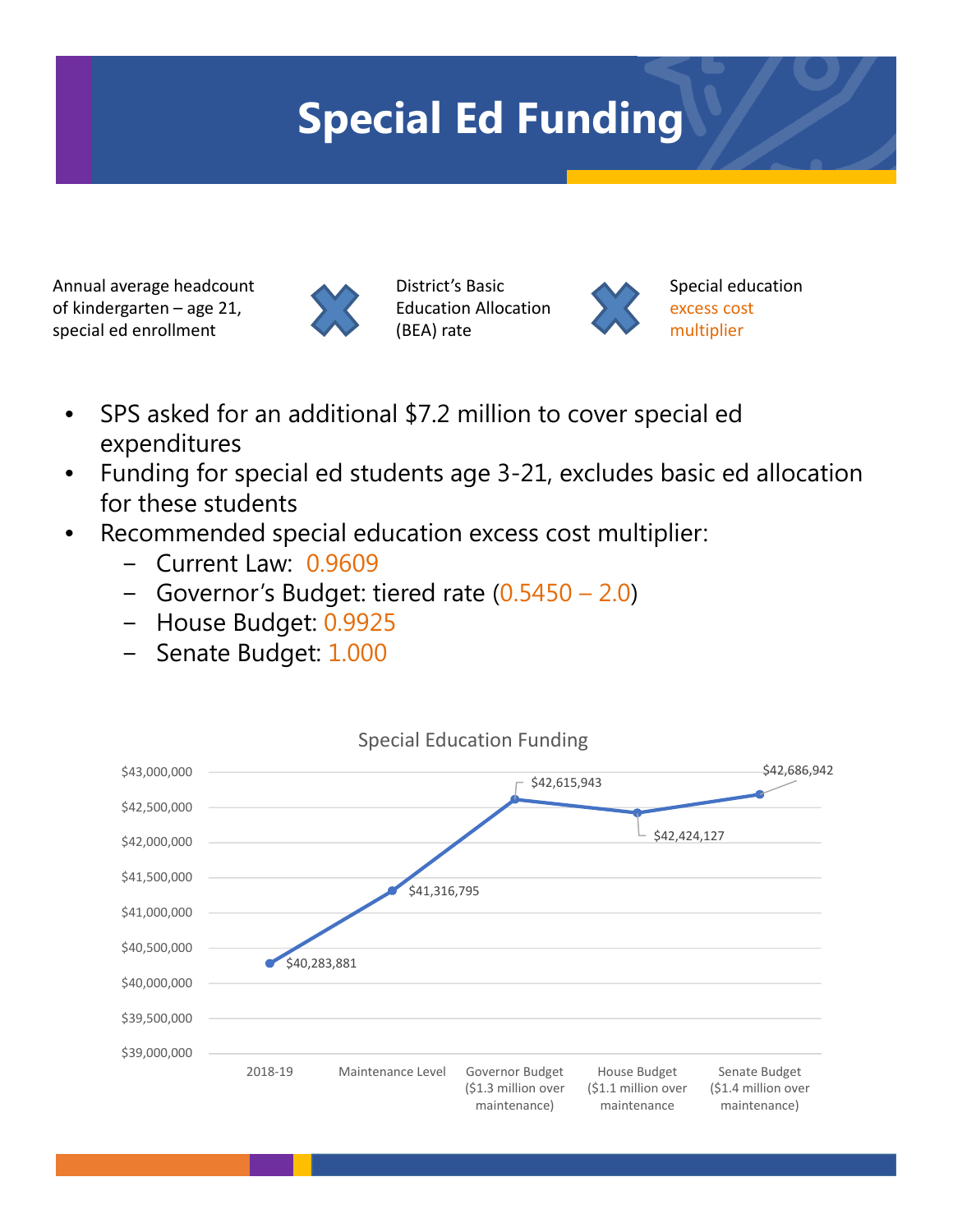# Special Ed Funding

Annual average headcount of kindergarten – age 21, special ed enrollment × District's Basic Education Allocation (BEA) rate × Special education excess cost multiplier

- SPS asked for an additional $7.2 million to cover special ed expenditures
- Funding for special ed students age 3-21, excludes basic ed allocation for these students
- Recommended special education excess cost multiplier:
  - Current Law: 0.9609
  - Governor's Budget: tiered rate (0.5450 – 2.0)
  - House Budget: 0.9925
  - Senate Budget: 1.000

**Special Education Funding**

| Category | Funding |
|---|---|
| 2018-19 | $40,283,881 |
| Maintenance Level | $41,316,795 |
| Governor Budget ($1.3 million over maintenance) | $42,615,943 |
| House Budget ($1.1 million over maintenance | $42,424,127 |
| Senate Budget ($1.4 million over maintenance) | $42,686,942 |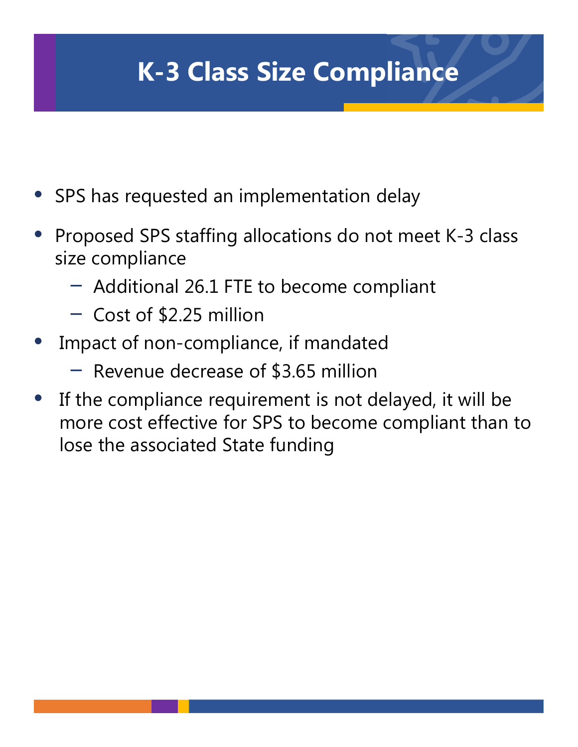# K-3 Class Size Compliance

- SPS has requested an implementation delay
- Proposed SPS staffing allocations do not meet K-3 class size compliance
  - Additional 26.1 FTE to become compliant
  - Cost of $2.25 million
- Impact of non-compliance, if mandated
  - Revenue decrease of $3.65 million
- If the compliance requirement is not delayed, it will be more cost effective for SPS to become compliant than to lose the associated State funding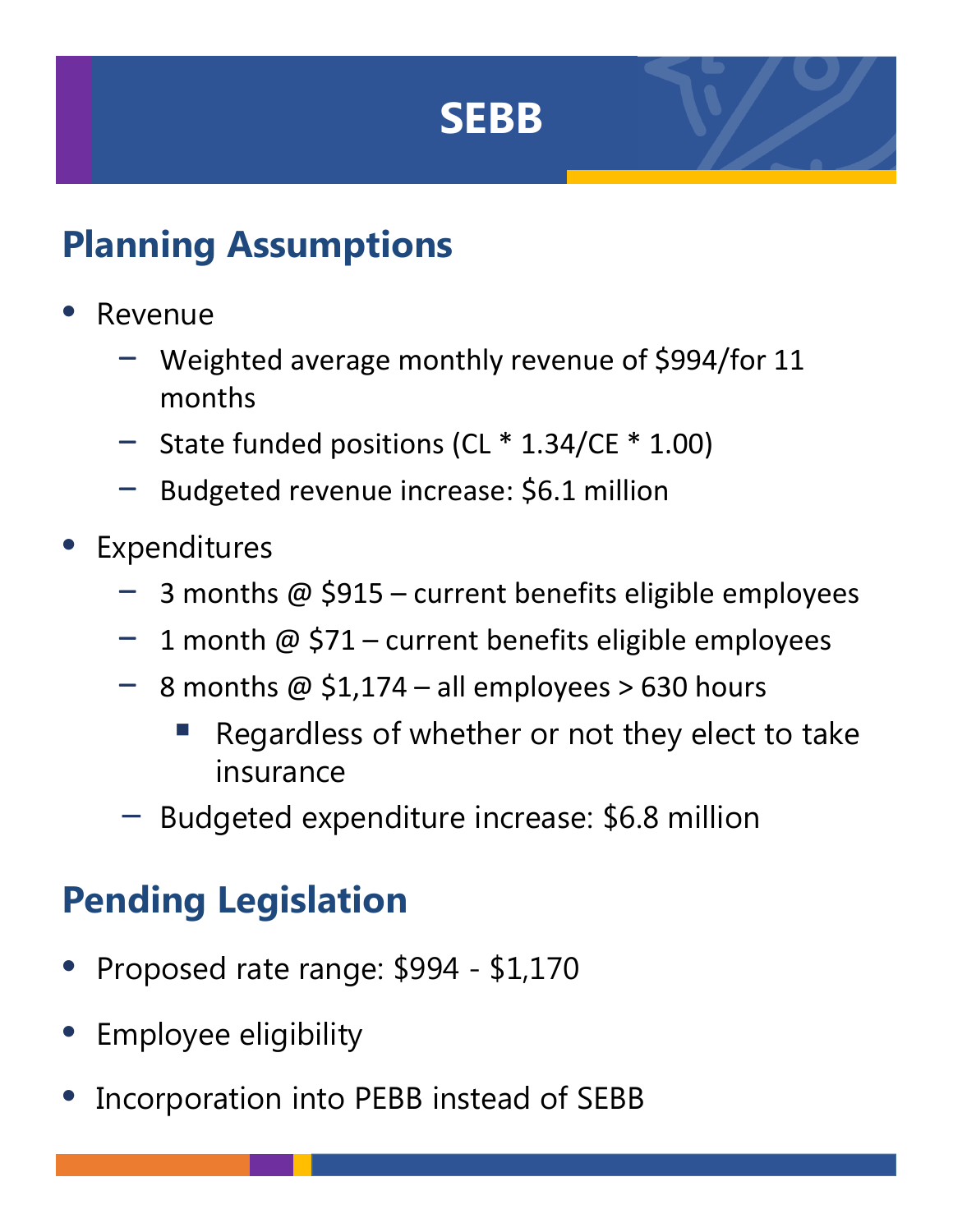# SEBB

## Planning Assumptions

- Revenue
  - Weighted average monthly revenue of $994/for 11 months
  - State funded positions (CL * 1.34/CE * 1.00)
  - Budgeted revenue increase: $6.1 million
- Expenditures
  - 3 months @ $915 – current benefits eligible employees
  - 1 month @ $71 – current benefits eligible employees
  - 8 months @ $1,174 – all employees > 630 hours
    - Regardless of whether or not they elect to take insurance
  - Budgeted expenditure increase: $6.8 million

## Pending Legislation

- Proposed rate range: $994 - $1,170
- Employee eligibility
- Incorporation into PEBB instead of SEBB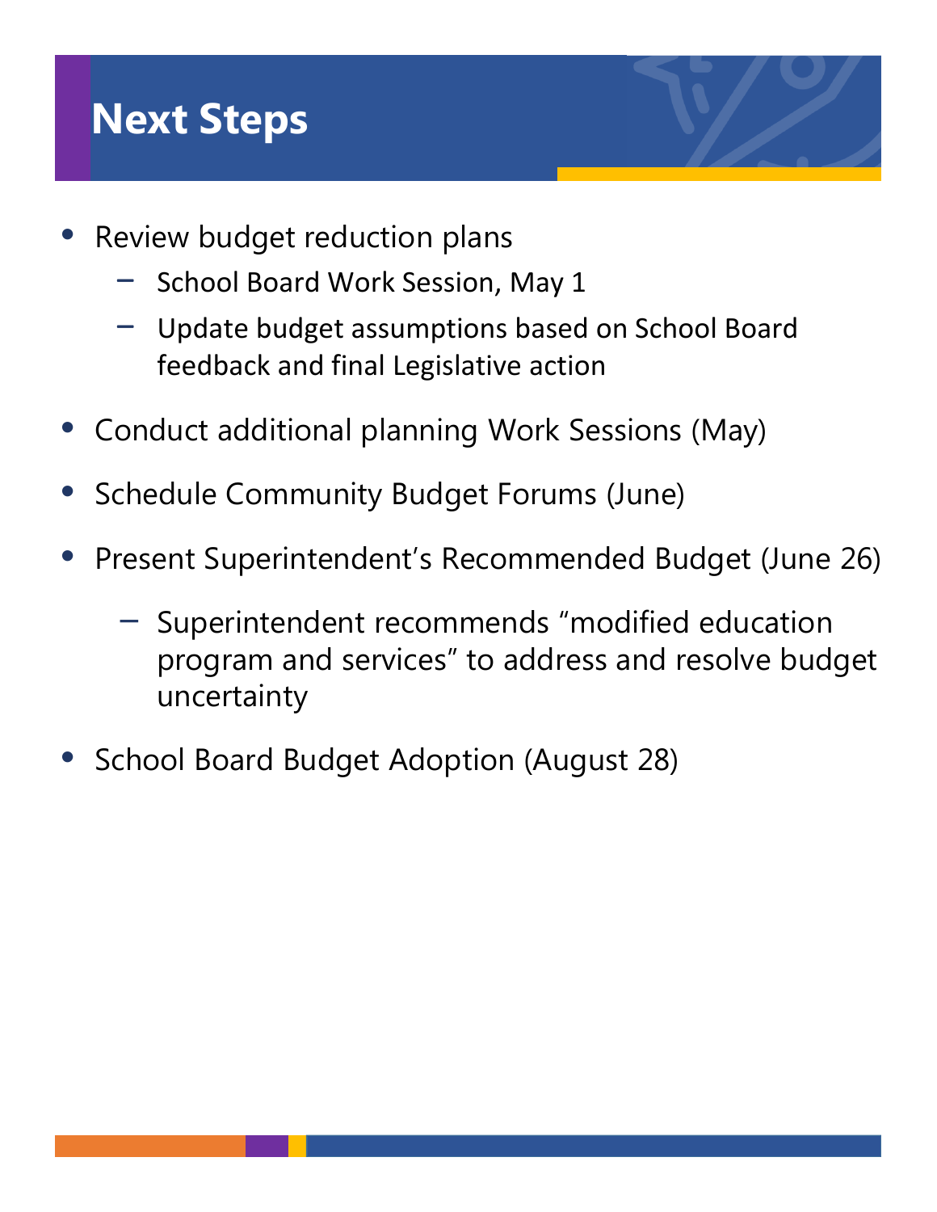# Next Steps

- Review budget reduction plans
  - School Board Work Session, May 1
  - Update budget assumptions based on School Board feedback and final Legislative action
- Conduct additional planning Work Sessions (May)
- Schedule Community Budget Forums (June)
- Present Superintendent's Recommended Budget (June 26)
  - Superintendent recommends "modified education program and services" to address and resolve budget uncertainty
- School Board Budget Adoption (August 28)